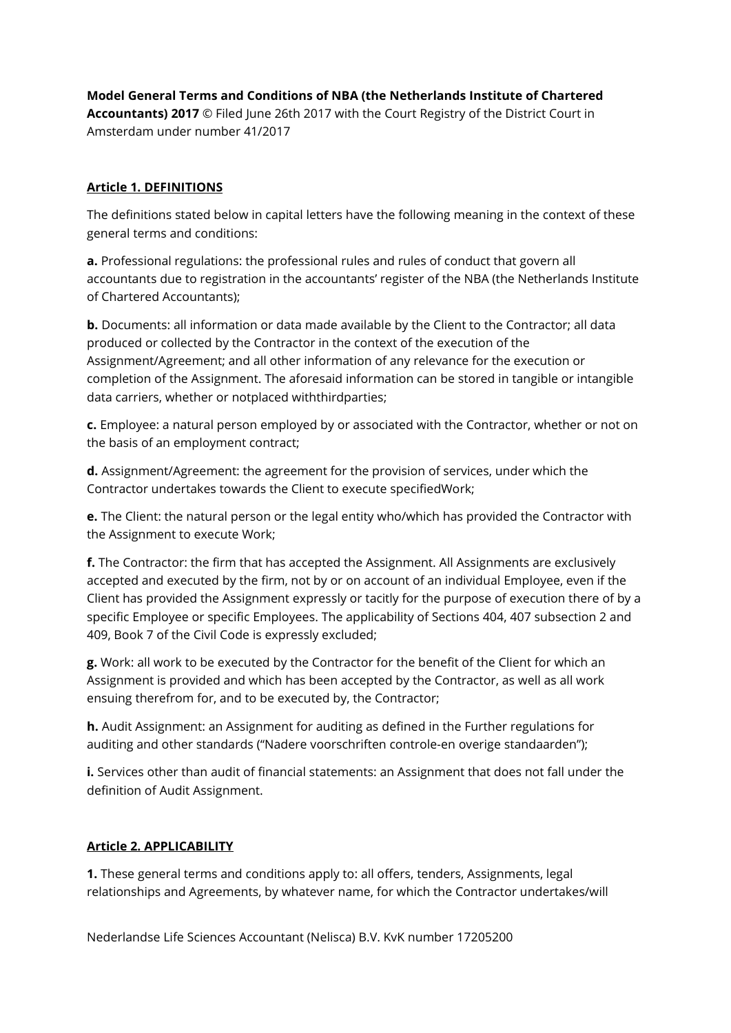**Model General Terms and Conditions of NBA (the Netherlands Institute of Chartered Accountants) 2017** © Filed June 26th 2017 with the Court Registry of the District Court in Amsterdam under number 41/2017

## Article 1. DEFINITIONS

The definitions stated below in capital letters have the following meaning in the context of these general terms and conditions:

**a.** Professional regulations: the professional rules and rules of conduct that govern all accountants due to registration in the accountants' register of the NBA (the Netherlands Institute of Chartered Accountants);

**b.** Documents: all information or data made available by the Client to the Contractor; all data produced or collected by the Contractor in the context of the execution of the Assignment/Agreement; and all other information of any relevance for the execution or completion of the Assignment. The aforesaid information can be stored in tangible or intangible data carriers, whether or notplaced withthirdparties;

**c.** Employee: a natural person employed by or associated with the Contractor, whether or not on the basis of an employment contract;

**d.** Assignment/Agreement: the agreement for the provision of services, under which the Contractor undertakes towards the Client to execute specifiedWork;

**e.** The Client: the natural person or the legal entity who/which has provided the Contractor with the Assignment to execute Work;

**f.** The Contractor: the firm that has accepted the Assignment. All Assignments are exclusively accepted and executed by the firm, not by or on account of an individual Employee, even if the Client has provided the Assignment expressly or tacitly for the purpose of execution there of by a specific Employee or specific Employees. The applicability of Sections 404, 407 subsection 2 and 409, Book 7 of the Civil Code is expressly excluded;

**g.** Work: all work to be executed by the Contractor for the benefit of the Client for which an Assignment is provided and which has been accepted by the Contractor, as well as all work ensuing therefrom for, and to be executed by, the Contractor;

**h.** Audit Assignment: an Assignment for auditing as defined in the Further regulations for auditing and other standards ("Nadere voorschriften controle-en overige standaarden");

**i.** Services other than audit of financial statements: an Assignment that does not fall under the definition of Audit Assignment.

## Article 2. APPLICABILITY

**1.** These general terms and conditions apply to: all offers, tenders, Assignments, legal relationships and Agreements, by whatever name, for which the Contractor undertakes/will

Nederlandse Life Sciences Accountant (Nelisca) B.V. KvK number 17205200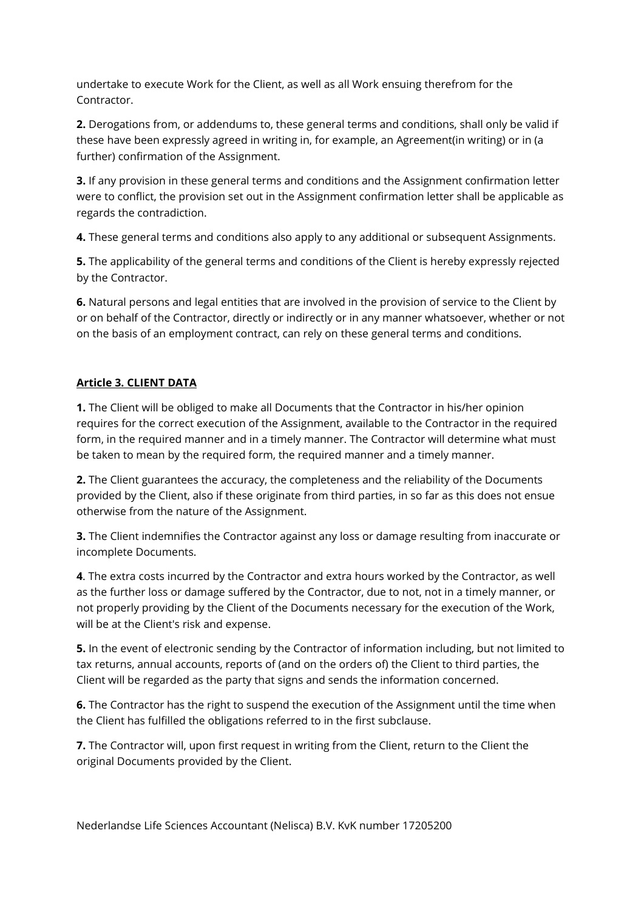undertake to execute Work for the Client, as well as all Work ensuing therefrom for the Contractor.

**2.** Derogations from, or addendums to, these general terms and conditions, shall only be valid if these have been expressly agreed in writing in, for example, an Agreement(in writing) or in (a further) confirmation of the Assignment.

**3.** If any provision in these general terms and conditions and the Assignment confirmation letter were to conflict, the provision set out in the Assignment confirmation letter shall be applicable as regards the contradiction.

**4.** These general terms and conditions also apply to any additional or subsequent Assignments.

**5.** The applicability of the general terms and conditions of the Client is hereby expressly rejected by the Contractor.

**6.** Natural persons and legal entities that are involved in the provision of service to the Client by or on behalf of the Contractor, directly or indirectly or in any manner whatsoever, whether or not on the basis of an employment contract, can rely on these general terms and conditions.

## **Article 3. CLIENT DATA**

**1.** The Client will be obliged to make all Documents that the Contractor in his/her opinion requires for the correct execution of the Assignment, available to the Contractor in the required form, in the required manner and in a timely manner. The Contractor will determine what must be taken to mean by the required form, the required manner and a timely manner.

**2.** The Client guarantees the accuracy, the completeness and the reliability of the Documents provided by the Client, also if these originate from third parties, in so far as this does not ensue otherwise from the nature of the Assignment.

**3.** The Client indemnifies the Contractor against any loss or damage resulting from inaccurate or incomplete Documents.

**4**. The extra costs incurred by the Contractor and extra hours worked by the Contractor, as well as the further loss or damage suffered by the Contractor, due to not, not in a timely manner, or not properly providing by the Client of the Documents necessary for the execution of the Work, will be at the Client's risk and expense.

**5.** In the event of electronic sending by the Contractor of information including, but not limited to tax returns, annual accounts, reports of (and on the orders of) the Client to third parties, the Client will be regarded as the party that signs and sends the information concerned.

**6.** The Contractor has the right to suspend the execution of the Assignment until the time when the Client has fulfilled the obligations referred to in the first subclause.

**7.** The Contractor will, upon first request in writing from the Client, return to the Client the original Documents provided by the Client.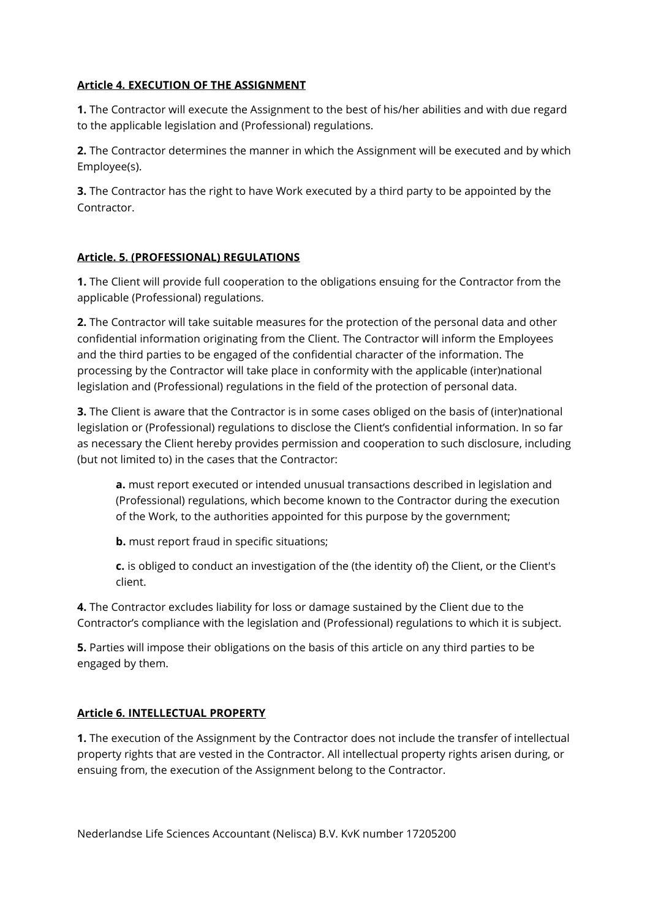**Article 4. EXECUTION OF THE ASSIGNMENT**

**1.** The Contractor will execute the Assignment to the best of his/her abilities and with due regard to the applicable legislation and (Professional) regulations.

**2.** The Contractor determines the manner in which the Assignment will be executed and by which Employee(s).

**3.** The Contractor has the right to have Work executed by a third party to be appointed by the Contractor.

**Article. 5. (PROFESSIONAL) REGULATIONS**

**1.** The Client will provide full cooperation to the obligations ensuing for the Contractor from the applicable (Professional) regulations.

**2.** The Contractor will take suitable measures for the protection of the personal data and other confidential information originating from the Client. The Contractor will inform the Employees and the third parties to be engaged of the confidential character of the information. The processing by the Contractor will take place in conformity with the applicable (inter)national legislation and (Professional) regulations in the field of the protection of personal data.

**3.** The Client is aware that the Contractor is in some cases obliged on the basis of (inter)national legislation or (Professional) regulations to disclose the Client's confidential information. In so far as necessary the Client hereby provides permission and cooperation to such disclosure, including (but not limited to) in the cases that the Contractor:

> **a.** must report executed or intended unusual transactions described in legislation and (Professional) regulations, which become known to the Contractor during the execution of the Work, to the authorities appointed for this purpose by the government;
>
> **b.** must report fraud in specific situations;
>
> **c.** is obliged to conduct an investigation of the (the identity of) the Client, or the Client's client.

**4.** The Contractor excludes liability for loss or damage sustained by the Client due to the Contractor's compliance with the legislation and (Professional) regulations to which it is subject.

**5.** Parties will impose their obligations on the basis of this article on any third parties to be engaged by them.

**Article 6. INTELLECTUAL PROPERTY**

**1.** The execution of the Assignment by the Contractor does not include the transfer of intellectual property rights that are vested in the Contractor. All intellectual property rights arisen during, or ensuing from, the execution of the Assignment belong to the Contractor.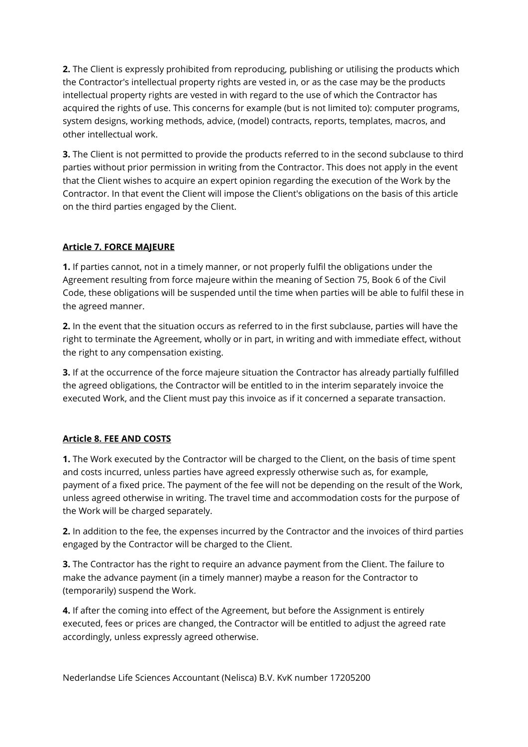**2.** The Client is expressly prohibited from reproducing, publishing or utilising the products which the Contractor's intellectual property rights are vested in, or as the case may be the products intellectual property rights are vested in with regard to the use of which the Contractor has acquired the rights of use. This concerns for example (but is not limited to): computer programs, system designs, working methods, advice, (model) contracts, reports, templates, macros, and other intellectual work.

**3.** The Client is not permitted to provide the products referred to in the second subclause to third parties without prior permission in writing from the Contractor. This does not apply in the event that the Client wishes to acquire an expert opinion regarding the execution of the Work by the Contractor. In that event the Client will impose the Client's obligations on the basis of this article on the third parties engaged by the Client.

## Article 7. FORCE MAJEURE

**1.** If parties cannot, not in a timely manner, or not properly fulfil the obligations under the Agreement resulting from force majeure within the meaning of Section 75, Book 6 of the Civil Code, these obligations will be suspended until the time when parties will be able to fulfil these in the agreed manner.

**2.** In the event that the situation occurs as referred to in the first subclause, parties will have the right to terminate the Agreement, wholly or in part, in writing and with immediate effect, without the right to any compensation existing.

**3.** If at the occurrence of the force majeure situation the Contractor has already partially fulfilled the agreed obligations, the Contractor will be entitled to in the interim separately invoice the executed Work, and the Client must pay this invoice as if it concerned a separate transaction.

## Article 8. FEE AND COSTS

**1.** The Work executed by the Contractor will be charged to the Client, on the basis of time spent and costs incurred, unless parties have agreed expressly otherwise such as, for example, payment of a fixed price. The payment of the fee will not be depending on the result of the Work, unless agreed otherwise in writing. The travel time and accommodation costs for the purpose of the Work will be charged separately.

**2.** In addition to the fee, the expenses incurred by the Contractor and the invoices of third parties engaged by the Contractor will be charged to the Client.

**3.** The Contractor has the right to require an advance payment from the Client. The failure to make the advance payment (in a timely manner) maybe a reason for the Contractor to (temporarily) suspend the Work.

**4.** If after the coming into effect of the Agreement, but before the Assignment is entirely executed, fees or prices are changed, the Contractor will be entitled to adjust the agreed rate accordingly, unless expressly agreed otherwise.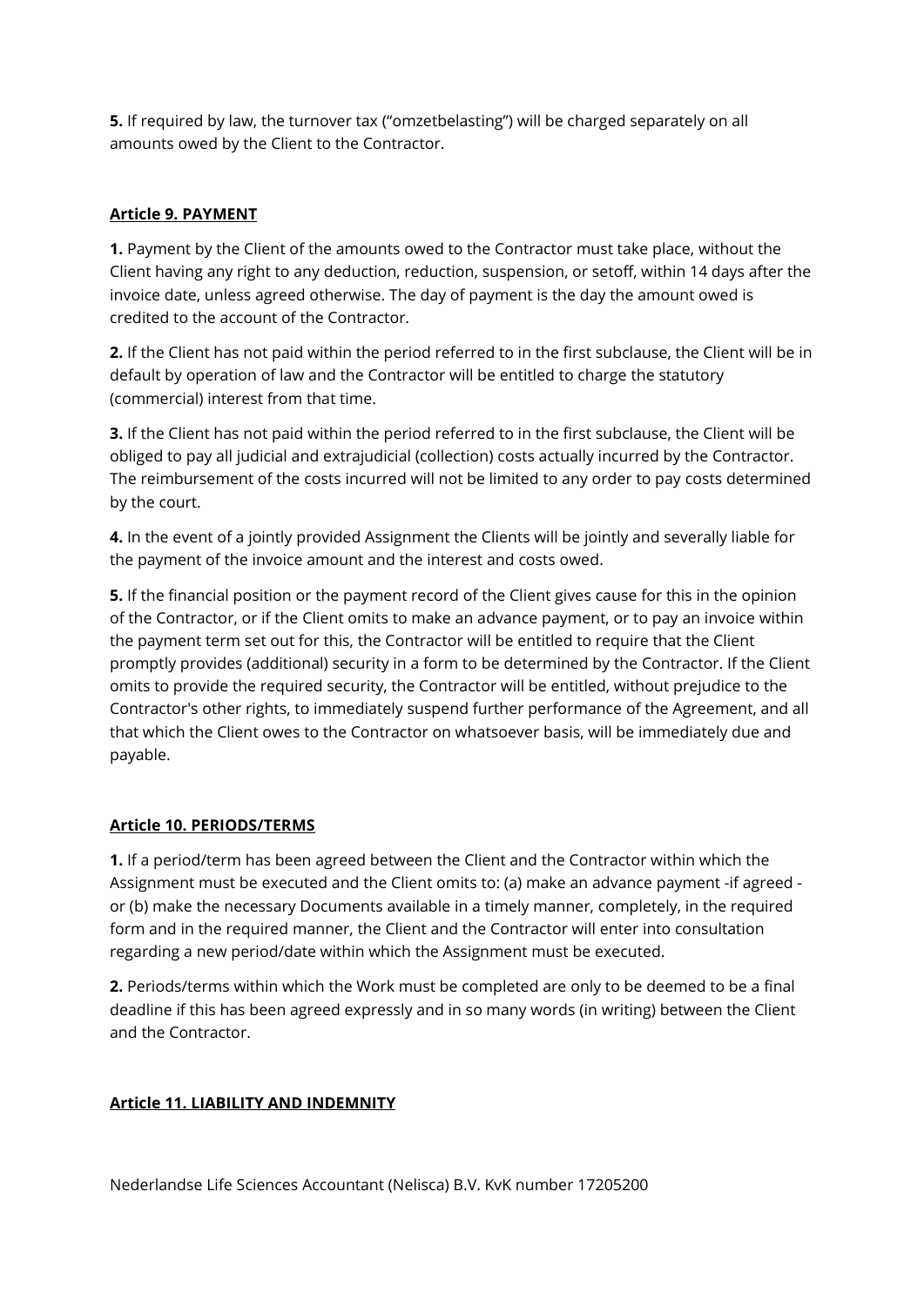**5.** If required by law, the turnover tax ("omzetbelasting") will be charged separately on all amounts owed by the Client to the Contractor.

## Article 9. PAYMENT

**1.** Payment by the Client of the amounts owed to the Contractor must take place, without the Client having any right to any deduction, reduction, suspension, or setoff, within 14 days after the invoice date, unless agreed otherwise. The day of payment is the day the amount owed is credited to the account of the Contractor.

**2.** If the Client has not paid within the period referred to in the first subclause, the Client will be in default by operation of law and the Contractor will be entitled to charge the statutory (commercial) interest from that time.

**3.** If the Client has not paid within the period referred to in the first subclause, the Client will be obliged to pay all judicial and extrajudicial (collection) costs actually incurred by the Contractor. The reimbursement of the costs incurred will not be limited to any order to pay costs determined by the court.

**4.** In the event of a jointly provided Assignment the Clients will be jointly and severally liable for the payment of the invoice amount and the interest and costs owed.

**5.** If the financial position or the payment record of the Client gives cause for this in the opinion of the Contractor, or if the Client omits to make an advance payment, or to pay an invoice within the payment term set out for this, the Contractor will be entitled to require that the Client promptly provides (additional) security in a form to be determined by the Contractor. If the Client omits to provide the required security, the Contractor will be entitled, without prejudice to the Contractor's other rights, to immediately suspend further performance of the Agreement, and all that which the Client owes to the Contractor on whatsoever basis, will be immediately due and payable.

## Article 10. PERIODS/TERMS

**1.** If a period/term has been agreed between the Client and the Contractor within which the Assignment must be executed and the Client omits to: (a) make an advance payment -if agreed - or (b) make the necessary Documents available in a timely manner, completely, in the required form and in the required manner, the Client and the Contractor will enter into consultation regarding a new period/date within which the Assignment must be executed.

**2.** Periods/terms within which the Work must be completed are only to be deemed to be a final deadline if this has been agreed expressly and in so many words (in writing) between the Client and the Contractor.

## Article 11. LIABILITY AND INDEMNITY

Nederlandse Life Sciences Accountant (Nelisca) B.V. KvK number 17205200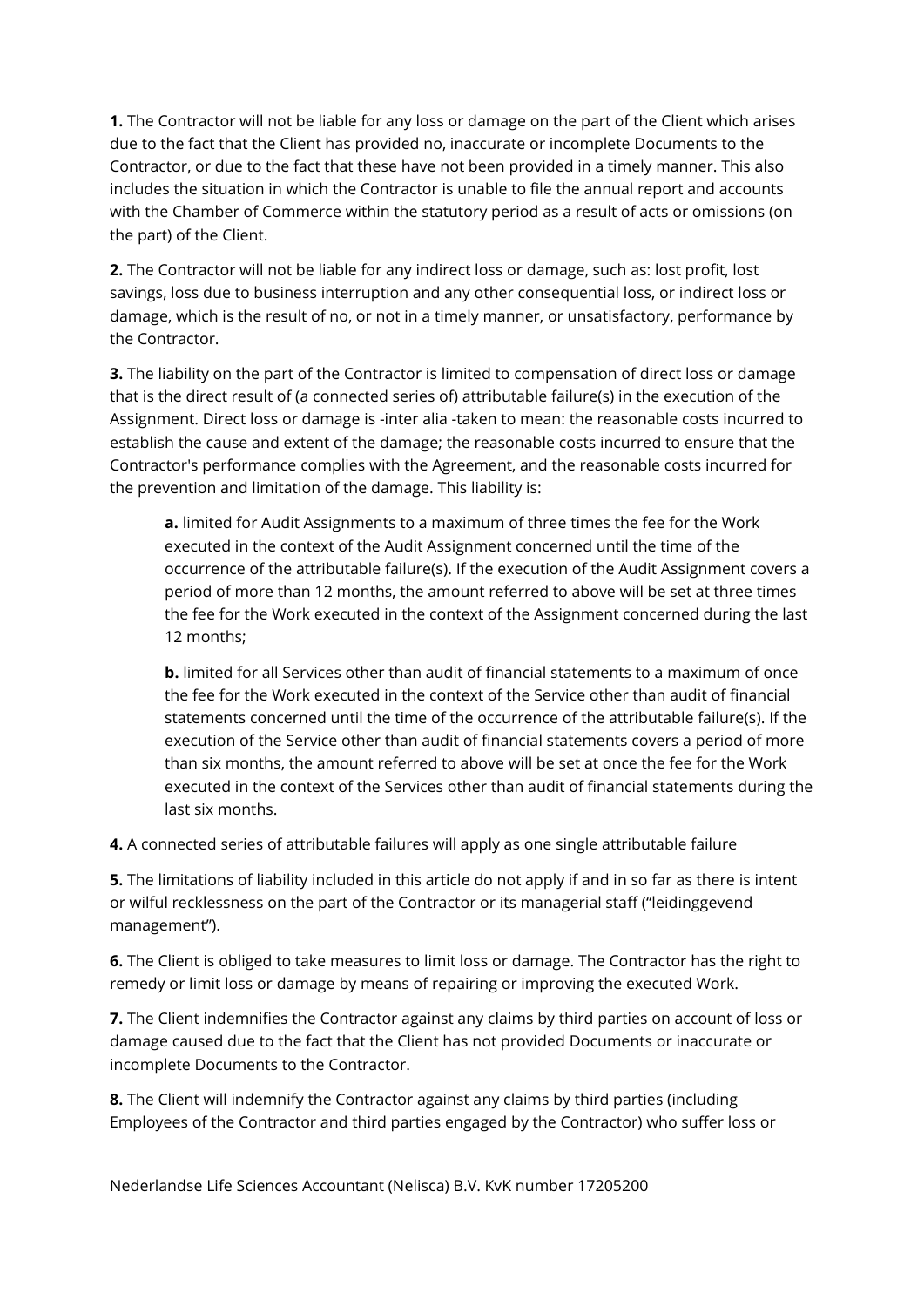**1.** The Contractor will not be liable for any loss or damage on the part of the Client which arises due to the fact that the Client has provided no, inaccurate or incomplete Documents to the Contractor, or due to the fact that these have not been provided in a timely manner. This also includes the situation in which the Contractor is unable to file the annual report and accounts with the Chamber of Commerce within the statutory period as a result of acts or omissions (on the part) of the Client.

**2.** The Contractor will not be liable for any indirect loss or damage, such as: lost profit, lost savings, loss due to business interruption and any other consequential loss, or indirect loss or damage, which is the result of no, or not in a timely manner, or unsatisfactory, performance by the Contractor.

**3.** The liability on the part of the Contractor is limited to compensation of direct loss or damage that is the direct result of (a connected series of) attributable failure(s) in the execution of the Assignment. Direct loss or damage is -inter alia -taken to mean: the reasonable costs incurred to establish the cause and extent of the damage; the reasonable costs incurred to ensure that the Contractor's performance complies with the Agreement, and the reasonable costs incurred for the prevention and limitation of the damage. This liability is:

> **a.** limited for Audit Assignments to a maximum of three times the fee for the Work executed in the context of the Audit Assignment concerned until the time of the occurrence of the attributable failure(s). If the execution of the Audit Assignment covers a period of more than 12 months, the amount referred to above will be set at three times the fee for the Work executed in the context of the Assignment concerned during the last 12 months;
>
> **b.** limited for all Services other than audit of financial statements to a maximum of once the fee for the Work executed in the context of the Service other than audit of financial statements concerned until the time of the occurrence of the attributable failure(s). If the execution of the Service other than audit of financial statements covers a period of more than six months, the amount referred to above will be set at once the fee for the Work executed in the context of the Services other than audit of financial statements during the last six months.

**4.** A connected series of attributable failures will apply as one single attributable failure

**5.** The limitations of liability included in this article do not apply if and in so far as there is intent or wilful recklessness on the part of the Contractor or its managerial staff ("leidinggevend management").

**6.** The Client is obliged to take measures to limit loss or damage. The Contractor has the right to remedy or limit loss or damage by means of repairing or improving the executed Work.

**7.** The Client indemnifies the Contractor against any claims by third parties on account of loss or damage caused due to the fact that the Client has not provided Documents or inaccurate or incomplete Documents to the Contractor.

**8.** The Client will indemnify the Contractor against any claims by third parties (including Employees of the Contractor and third parties engaged by the Contractor) who suffer loss or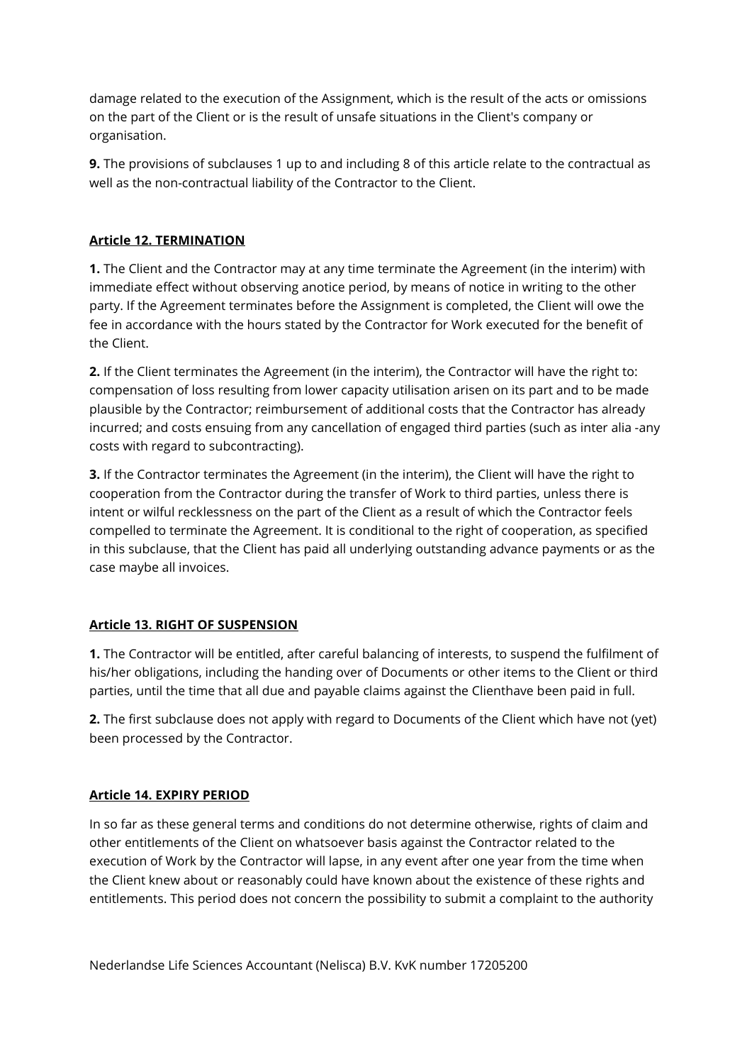damage related to the execution of the Assignment, which is the result of the acts or omissions on the part of the Client or is the result of unsafe situations in the Client's company or organisation.

**9.** The provisions of subclauses 1 up to and including 8 of this article relate to the contractual as well as the non-contractual liability of the Contractor to the Client.

**Article 12. TERMINATION**

**1.** The Client and the Contractor may at any time terminate the Agreement (in the interim) with immediate effect without observing anotice period, by means of notice in writing to the other party. If the Agreement terminates before the Assignment is completed, the Client will owe the fee in accordance with the hours stated by the Contractor for Work executed for the benefit of the Client.

**2.** If the Client terminates the Agreement (in the interim), the Contractor will have the right to: compensation of loss resulting from lower capacity utilisation arisen on its part and to be made plausible by the Contractor; reimbursement of additional costs that the Contractor has already incurred; and costs ensuing from any cancellation of engaged third parties (such as inter alia -any costs with regard to subcontracting).

**3.** If the Contractor terminates the Agreement (in the interim), the Client will have the right to cooperation from the Contractor during the transfer of Work to third parties, unless there is intent or wilful recklessness on the part of the Client as a result of which the Contractor feels compelled to terminate the Agreement. It is conditional to the right of cooperation, as specified in this subclause, that the Client has paid all underlying outstanding advance payments or as the case maybe all invoices.

**Article 13. RIGHT OF SUSPENSION**

**1.** The Contractor will be entitled, after careful balancing of interests, to suspend the fulfilment of his/her obligations, including the handing over of Documents or other items to the Client or third parties, until the time that all due and payable claims against the Clienthave been paid in full.

**2.** The first subclause does not apply with regard to Documents of the Client which have not (yet) been processed by the Contractor.

**Article 14. EXPIRY PERIOD**

In so far as these general terms and conditions do not determine otherwise, rights of claim and other entitlements of the Client on whatsoever basis against the Contractor related to the execution of Work by the Contractor will lapse, in any event after one year from the time when the Client knew about or reasonably could have known about the existence of these rights and entitlements. This period does not concern the possibility to submit a complaint to the authority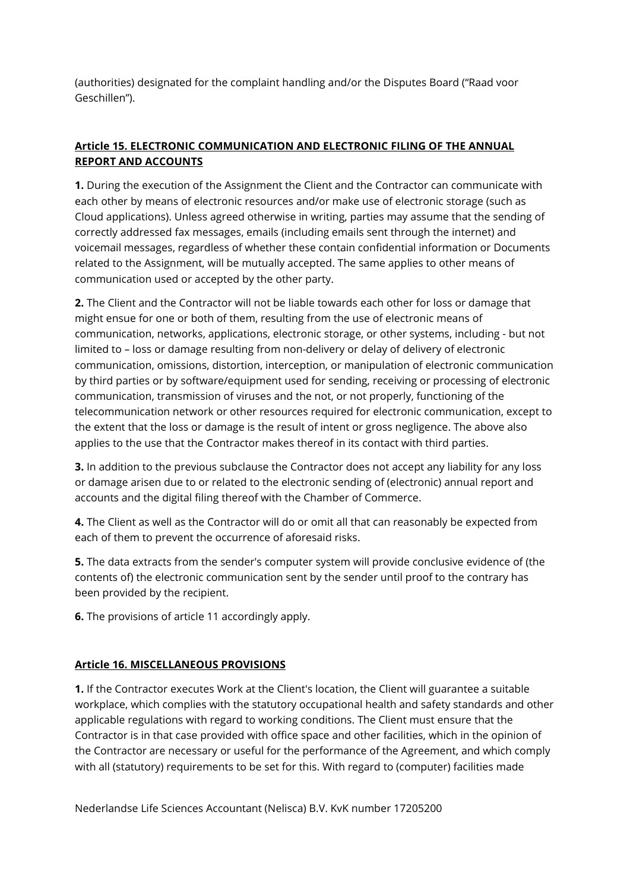(authorities) designated for the complaint handling and/or the Disputes Board ("Raad voor Geschillen").

## **Article 15. ELECTRONIC COMMUNICATION AND ELECTRONIC FILING OF THE ANNUAL REPORT AND ACCOUNTS**

**1.** During the execution of the Assignment the Client and the Contractor can communicate with each other by means of electronic resources and/or make use of electronic storage (such as Cloud applications). Unless agreed otherwise in writing, parties may assume that the sending of correctly addressed fax messages, emails (including emails sent through the internet) and voicemail messages, regardless of whether these contain confidential information or Documents related to the Assignment, will be mutually accepted. The same applies to other means of communication used or accepted by the other party.

**2.** The Client and the Contractor will not be liable towards each other for loss or damage that might ensue for one or both of them, resulting from the use of electronic means of communication, networks, applications, electronic storage, or other systems, including - but not limited to – loss or damage resulting from non-delivery or delay of delivery of electronic communication, omissions, distortion, interception, or manipulation of electronic communication by third parties or by software/equipment used for sending, receiving or processing of electronic communication, transmission of viruses and the not, or not properly, functioning of the telecommunication network or other resources required for electronic communication, except to the extent that the loss or damage is the result of intent or gross negligence. The above also applies to the use that the Contractor makes thereof in its contact with third parties.

**3.** In addition to the previous subclause the Contractor does not accept any liability for any loss or damage arisen due to or related to the electronic sending of (electronic) annual report and accounts and the digital filing thereof with the Chamber of Commerce.

**4.** The Client as well as the Contractor will do or omit all that can reasonably be expected from each of them to prevent the occurrence of aforesaid risks.

**5.** The data extracts from the sender's computer system will provide conclusive evidence of (the contents of) the electronic communication sent by the sender until proof to the contrary has been provided by the recipient.

**6.** The provisions of article 11 accordingly apply.

## **Article 16. MISCELLANEOUS PROVISIONS**

**1.** If the Contractor executes Work at the Client's location, the Client will guarantee a suitable workplace, which complies with the statutory occupational health and safety standards and other applicable regulations with regard to working conditions. The Client must ensure that the Contractor is in that case provided with office space and other facilities, which in the opinion of the Contractor are necessary or useful for the performance of the Agreement, and which comply with all (statutory) requirements to be set for this. With regard to (computer) facilities made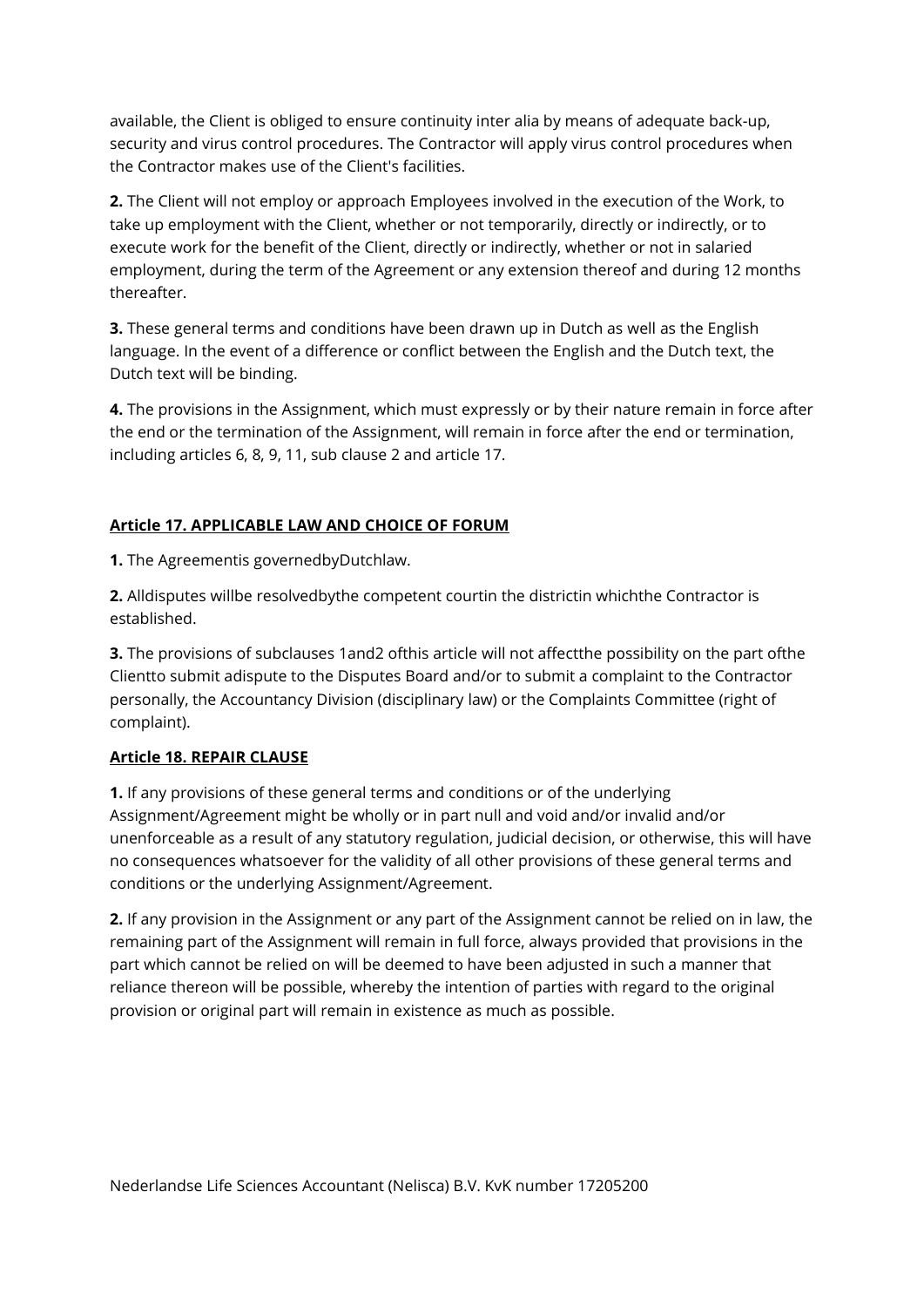available, the Client is obliged to ensure continuity inter alia by means of adequate back-up, security and virus control procedures. The Contractor will apply virus control procedures when the Contractor makes use of the Client's facilities.

**2.** The Client will not employ or approach Employees involved in the execution of the Work, to take up employment with the Client, whether or not temporarily, directly or indirectly, or to execute work for the benefit of the Client, directly or indirectly, whether or not in salaried employment, during the term of the Agreement or any extension thereof and during 12 months thereafter.

**3.** These general terms and conditions have been drawn up in Dutch as well as the English language. In the event of a difference or conflict between the English and the Dutch text, the Dutch text will be binding.

**4.** The provisions in the Assignment, which must expressly or by their nature remain in force after the end or the termination of the Assignment, will remain in force after the end or termination, including articles 6, 8, 9, 11, sub clause 2 and article 17.

**Article 17. APPLICABLE LAW AND CHOICE OF FORUM**

**1.** The Agreementis governedbyDutchlaw.

**2.** Alldisputes willbe resolvedbythe competent courtin the districtin whichthe Contractor is established.

**3.** The provisions of subclauses 1and2 ofthis article will not affectthe possibility on the part ofthe Clientto submit adispute to the Disputes Board and/or to submit a complaint to the Contractor personally, the Accountancy Division (disciplinary law) or the Complaints Committee (right of complaint).

**Article 18. REPAIR CLAUSE**

**1.** If any provisions of these general terms and conditions or of the underlying Assignment/Agreement might be wholly or in part null and void and/or invalid and/or unenforceable as a result of any statutory regulation, judicial decision, or otherwise, this will have no consequences whatsoever for the validity of all other provisions of these general terms and conditions or the underlying Assignment/Agreement.

**2.** If any provision in the Assignment or any part of the Assignment cannot be relied on in law, the remaining part of the Assignment will remain in full force, always provided that provisions in the part which cannot be relied on will be deemed to have been adjusted in such a manner that reliance thereon will be possible, whereby the intention of parties with regard to the original provision or original part will remain in existence as much as possible.